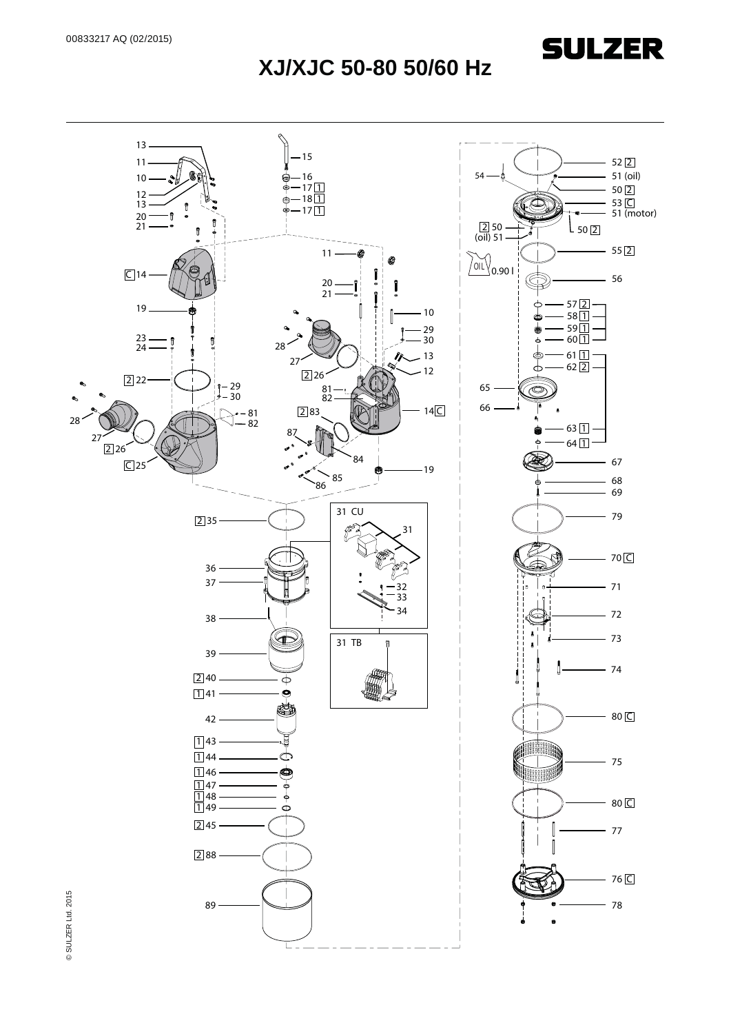00833217 AQ (02/2015)

SULZER

# XJ/XJC 50-80 50/60 Hz

© SULZER Ltd. 2015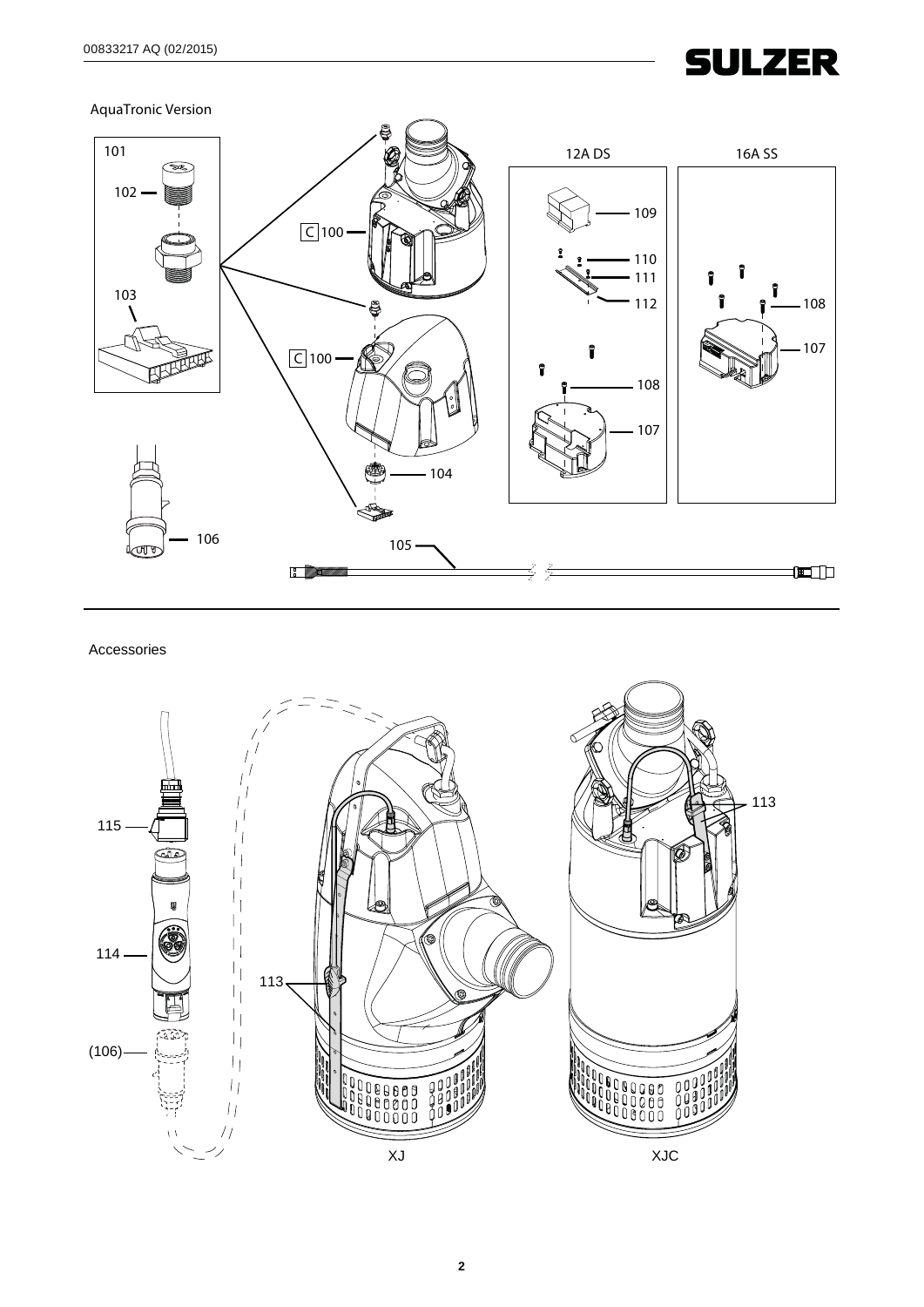AquaTronic Version

101

102

103

C 100

C 100

104

106

105

12A DS

109

110

111

112

108

107

16A SS

108

107

Accessories

115

114

(106)

113

113

XJ

XJC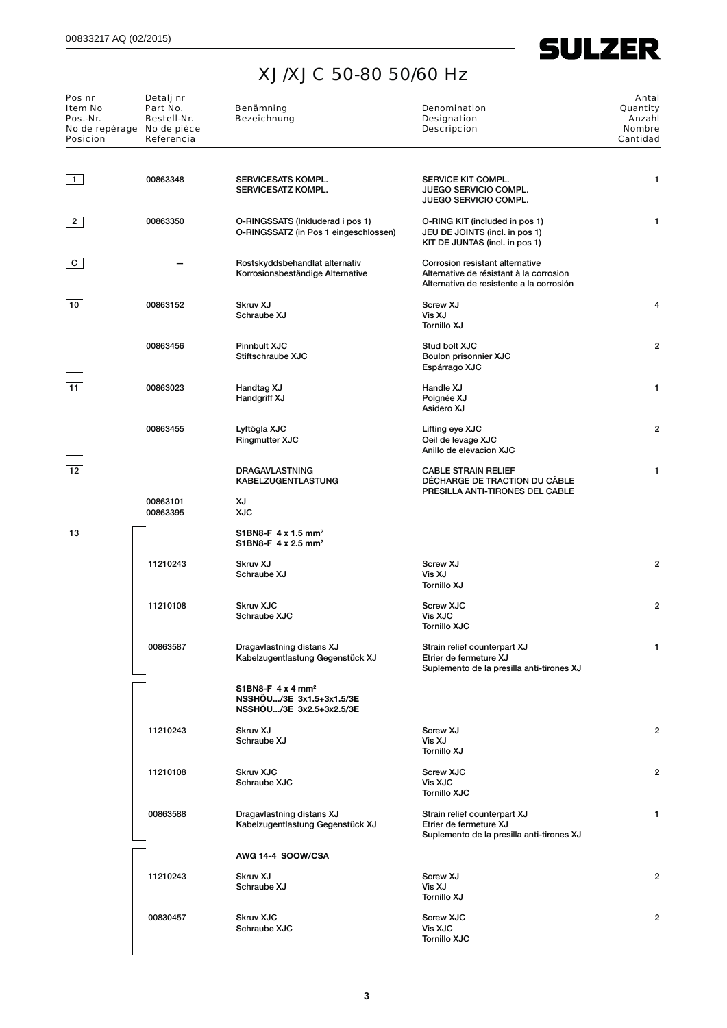# XJ/XJC 50-80 50/60 Hz

| Pos nr<br>Item No<br>Pos.-Nr.<br>No de repérage<br>Posicion | Detalj nr<br>Part No.<br>Bestell-Nr.<br>No de pièce<br>Referencia | Benämning<br>Bezeichnung | Denomination<br>Designation<br>Descripcion | Antal<br>Quantity<br>Anzahl<br>Nombre<br>Cantidad |
|---|---|---|---|---|
| 1 | 00863348 | SERVICESATS KOMPL.<br>SERVICESATZ KOMPL. | SERVICE KIT COMPL.<br>JUEGO SERVICIO COMPL.<br>JUEGO SERVICIO COMPL. | 1 |
| 2 | 00863350 | O-RINGSSATS (Inkluderad i pos 1)<br>O-RINGSSATZ (in Pos 1 eingeschlossen) | O-RING KIT (included in pos 1)<br>JEU DE JOINTS (incl. in pos 1)<br>KIT DE JUNTAS (incl. in pos 1) | 1 |
| C | – | Rostskyddsbehandlat alternativ<br>Korrosionsbeständige Alternative | Corrosion resistant alternative<br>Alternative de résistant à la corrosion<br>Alternativa de resistente a la corrosión | |
| 10 | 00863152 | Skruv XJ<br>Schraube XJ | Screw XJ<br>Vis XJ<br>Tornillo XJ | 4 |
| | 00863456 | Pinnbult XJC<br>Stiftschraube XJC | Stud bolt XJC<br>Boulon prisonnier XJC<br>Espárrago XJC | 2 |
| 11 | 00863023 | Handtag XJ<br>Handgriff XJ | Handle XJ<br>Poignée XJ<br>Asidero XJ | 1 |
| | 00863455 | Lyftögla XJC<br>Ringmutter XJC | Lifting eye XJC<br>Oeil de levage XJC<br>Anillo de elevacion XJC | 2 |
| 12 | | DRAGAVLASTNING<br>KABELZUGENTLASTUNG | CABLE STRAIN RELIEF<br>DÉCHARGE DE TRACTION DU CÂBLE<br>PRESILLA ANTI-TIRONES DEL CABLE | 1 |
| | 00863101<br>00863395 | XJ<br>XJC | | |
| 13 | | **S1BN8-F 4 x 1.5 mm²**<br>**S1BN8-F 4 x 2.5 mm²** | | |
| | 11210243 | Skruv XJ<br>Schraube XJ | Screw XJ<br>Vis XJ<br>Tornillo XJ | 2 |
| | 11210108 | Skruv XJC<br>Schraube XJC | Screw XJC<br>Vis XJC<br>Tornillo XJC | 2 |
| | 00863587 | Dragavlastning distans XJ<br>Kabelzugentlastung Gegenstück XJ | Strain relief counterpart XJ<br>Etrier de fermeture XJ<br>Suplemento de la presilla anti-tirones XJ | 1 |
| | | **S1BN8-F 4 x 4 mm²**<br>**NSSHÖU.../3E 3x1.5+3x1.5/3E**<br>**NSSHÖU.../3E 3x2.5+3x2.5/3E** | | |
| | 11210243 | Skruv XJ<br>Schraube XJ | Screw XJ<br>Vis XJ<br>Tornillo XJ | 2 |
| | 11210108 | Skruv XJC<br>Schraube XJC | Screw XJC<br>Vis XJC<br>Tornillo XJC | 2 |
| | 00863588 | Dragavlastning distans XJ<br>Kabelzugentlastung Gegenstück XJ | Strain relief counterpart XJ<br>Etrier de fermeture XJ<br>Suplemento de la presilla anti-tirones XJ | 1 |
| | | **AWG 14-4 SOOW/CSA** | | |
| | 11210243 | Skruv XJ<br>Schraube XJ | Screw XJ<br>Vis XJ<br>Tornillo XJ | 2 |
| | 00830457 | Skruv XJC<br>Schraube XJC | Screw XJC<br>Vis XJC<br>Tornillo XJC | 2 |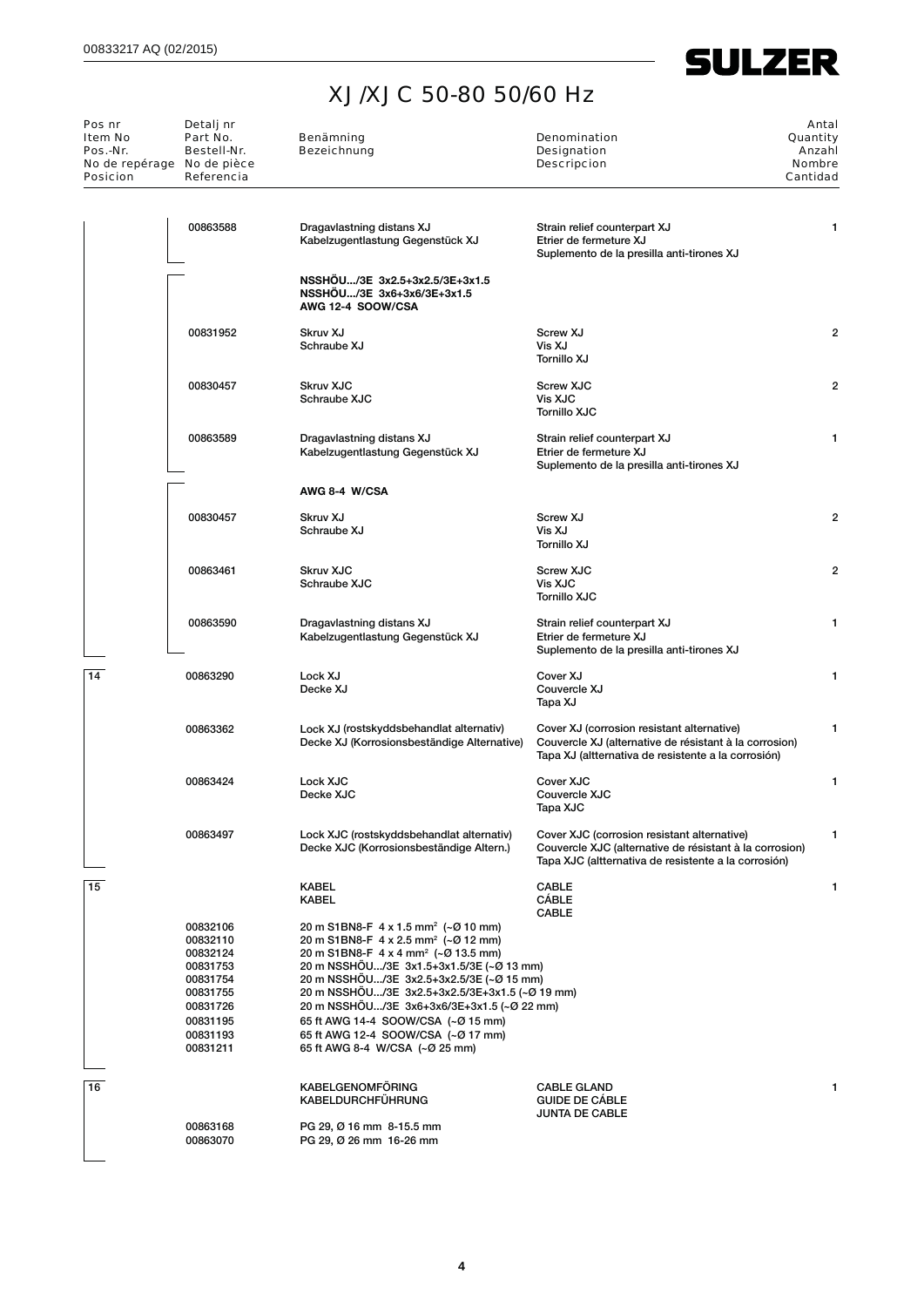# XJ/XJC 50-80 50/60 Hz

| Pos nr<br>Item No<br>Pos.-Nr.<br>No de repérage<br>Posicion | Detalj nr<br>Part No.<br>Bestell-Nr.<br>No de pièce<br>Referencia | Benämning<br>Bezeichnung | Denomination<br>Designation<br>Descripcion | Antal<br>Quantity<br>Anzahl<br>Nombre<br>Cantidad |
|---|---|---|---|---|
| | 00863588 | Dragavlastning distans XJ<br>Kabelzugentlastung Gegenstück XJ | Strain relief counterpart XJ<br>Etrier de fermeture XJ<br>Suplemento de la presilla anti-tirones XJ | 1 |
| | | **NSSHÖU.../3E 3x2.5+3x2.5/3E+3x1.5<br>NSSHÖU.../3E 3x6+3x6/3E+3x1.5<br>AWG 12-4 SOOW/CSA** | | |
| | 00831952 | Skruv XJ<br>Schraube XJ | Screw XJ<br>Vis XJ<br>Tornillo XJ | 2 |
| | 00830457 | Skruv XJC<br>Schraube XJC | Screw XJC<br>Vis XJC<br>Tornillo XJC | 2 |
| | 00863589 | Dragavlastning distans XJ<br>Kabelzugentlastung Gegenstück XJ | Strain relief counterpart XJ<br>Etrier de fermeture XJ<br>Suplemento de la presilla anti-tirones XJ | 1 |
| | | **AWG 8-4 W/CSA** | | |
| | 00830457 | Skruv XJ<br>Schraube XJ | Screw XJ<br>Vis XJ<br>Tornillo XJ | 2 |
| | 00863461 | Skruv XJC<br>Schraube XJC | Screw XJC<br>Vis XJC<br>Tornillo XJC | 2 |
| | 00863590 | Dragavlastning distans XJ<br>Kabelzugentlastung Gegenstück XJ | Strain relief counterpart XJ<br>Etrier de fermeture XJ<br>Suplemento de la presilla anti-tirones XJ | 1 |
| 14 | 00863290 | Lock XJ<br>Decke XJ | Cover XJ<br>Couvercle XJ<br>Tapa XJ | 1 |
| | 00863362 | Lock XJ (rostskyddsbehandlat alternativ)<br>Decke XJ (Korrosionsbeständige Alternative) | Cover XJ (corrosion resistant alternative)<br>Couvercle XJ (alternative de résistant à la corrosion)<br>Tapa XJ (altternativa de resistente a la corrosión) | 1 |
| | 00863424 | Lock XJC<br>Decke XJC | Cover XJC<br>Couvercle XJC<br>Tapa XJC | 1 |
| | 00863497 | Lock XJC (rostskyddsbehandlat alternativ)<br>Decke XJC (Korrosionsbeständige Altern.) | Cover XJC (corrosion resistant alternative)<br>Couvercle XJC (alternative de résistant à la corrosion)<br>Tapa XJC (altternativa de resistente a la corrosión) | 1 |
| 15 | | KABEL<br>KABEL | CABLE<br>CÁBLE<br>CABLE | 1 |
| | 00832106 | 20 m S1BN8-F 4 x 1.5 mm² (~Ø 10 mm) | | |
| | 00832110 | 20 m S1BN8-F 4 x 2.5 mm² (~Ø 12 mm) | | |
| | 00832124 | 20 m S1BN8-F 4 x 4 mm² (~Ø 13.5 mm) | | |
| | 00831753 | 20 m NSSHÖU.../3E 3x1.5+3x1.5/3E (~Ø 13 mm) | | |
| | 00831754 | 20 m NSSHÖU.../3E 3x2.5+3x2.5/3E (~Ø 15 mm) | | |
| | 00831755 | 20 m NSSHÖU.../3E 3x2.5+3x2.5/3E+3x1.5 (~Ø 19 mm) | | |
| | 00831726 | 20 m NSSHÖU.../3E 3x6+3x6/3E+3x1.5 (~Ø 22 mm) | | |
| | 00831195 | 65 ft AWG 14-4 SOOW/CSA (~Ø 15 mm) | | |
| | 00831193 | 65 ft AWG 12-4 SOOW/CSA (~Ø 17 mm) | | |
| | 00831211 | 65 ft AWG 8-4 W/CSA (~Ø 25 mm) | | |
| 16 | | KABELGENOMFÖRING<br>KABELDURCHFÜHRUNG | CABLE GLAND<br>GUIDE DE CÁBLE<br>JUNTA DE CABLE | 1 |
| | 00863168 | PG 29, Ø 16 mm 8-15.5 mm | | |
| | 00863070 | PG 29, Ø 26 mm 16-26 mm | | |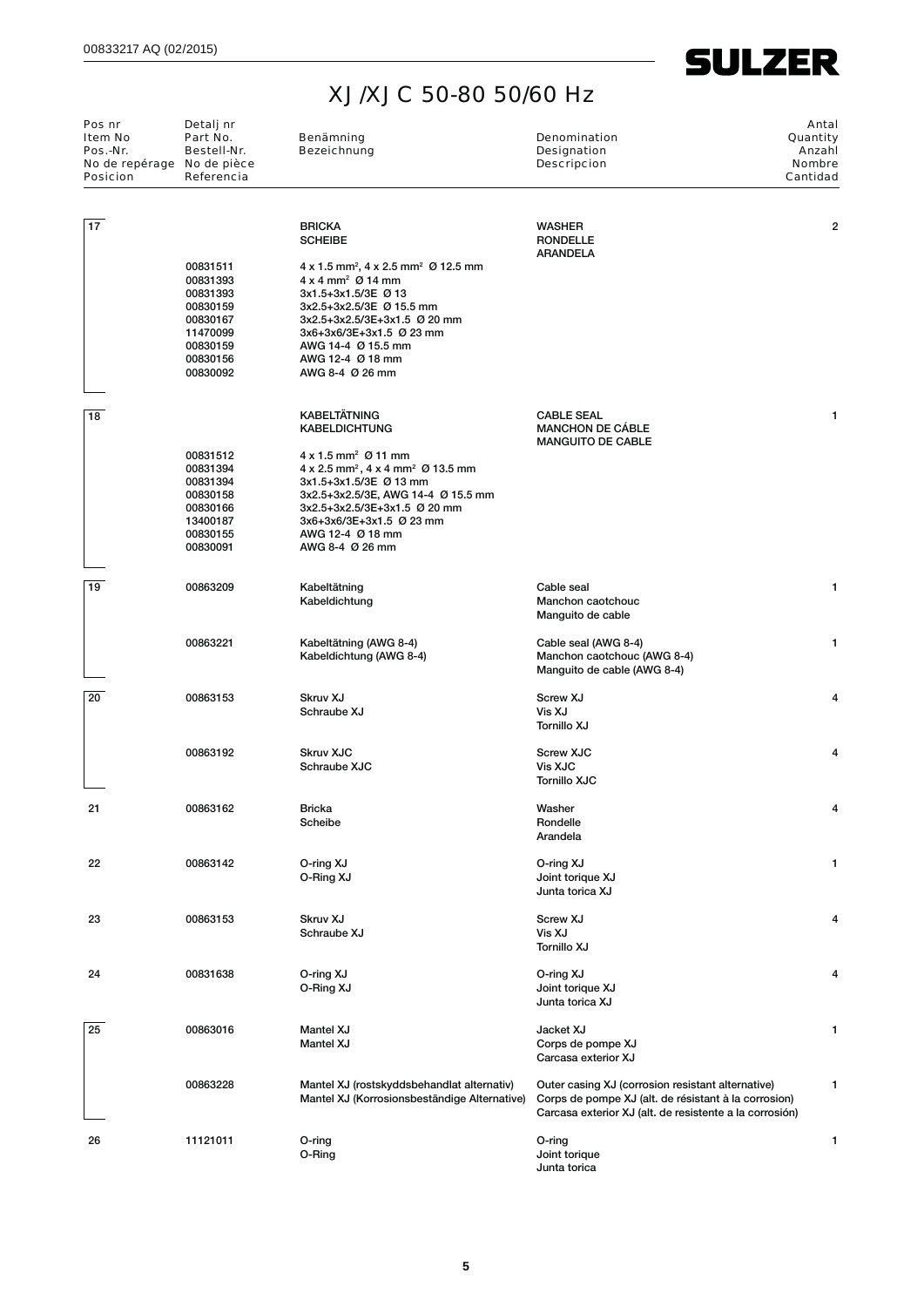# XJ/XJC 50-80 50/60 Hz

| Pos nr<br>Item No<br>Pos.-Nr.<br>No de repérage<br>Posicion | Detalj nr<br>Part No.<br>Bestell-Nr.<br>No de pièce<br>Referencia | Benämning<br>Bezeichnung | Denomination<br>Designation<br>Descripcion | Antal<br>Quantity<br>Anzahl<br>Nombre<br>Cantidad |
|---|---|---|---|---|
| 17 | | **BRICKA**<br>**SCHEIBE** | **WASHER**<br>**RONDELLE**<br>**ARANDELA** | 2 |
| | 00831511 | 4 x 1.5 mm², 4 x 2.5 mm² Ø 12.5 mm | | |
| | 00831393 | 4 x 4 mm² Ø 14 mm | | |
| | 00831393 | 3x1.5+3x1.5/3E Ø 13 | | |
| | 00830159 | 3x2.5+3x2.5/3E Ø 15.5 mm | | |
| | 00830167 | 3x2.5+3x2.5/3E+3x1.5 Ø 20 mm | | |
| | 11470099 | 3x6+3x6/3E+3x1.5 Ø 23 mm | | |
| | 00830159 | AWG 14-4 Ø 15.5 mm | | |
| | 00830156 | AWG 12-4 Ø 18 mm | | |
| | 00830092 | AWG 8-4 Ø 26 mm | | |
| 18 | | **KABELTÄTNING**<br>**KABELDICHTUNG** | **CABLE SEAL**<br>**MANCHON DE CÁBLE**<br>**MANGUITO DE CABLE** | 1 |
| | 00831512 | 4 x 1.5 mm² Ø 11 mm | | |
| | 00831394 | 4 x 2.5 mm², 4 x 4 mm² Ø 13.5 mm | | |
| | 00831394 | 3x1.5+3x1.5/3E Ø 13 mm | | |
| | 00830158 | 3x2.5+3x2.5/3E, AWG 14-4 Ø 15.5 mm | | |
| | 00830166 | 3x2.5+3x2.5/3E+3x1.5 Ø 20 mm | | |
| | 13400187 | 3x6+3x6/3E+3x1.5 Ø 23 mm | | |
| | 00830155 | AWG 12-4 Ø 18 mm | | |
| | 00830091 | AWG 8-4 Ø 26 mm | | |
| 19 | 00863209 | Kabeltätning<br>Kabeldichtung | Cable seal<br>Manchon caotchouc<br>Manguito de cable | 1 |
| | 00863221 | Kabeltätning (AWG 8-4)<br>Kabeldichtung (AWG 8-4) | Cable seal (AWG 8-4)<br>Manchon caotchouc (AWG 8-4)<br>Manguito de cable (AWG 8-4) | 1 |
| 20 | 00863153 | Skruv XJ<br>Schraube XJ | Screw XJ<br>Vis XJ<br>Tornillo XJ | 4 |
| | 00863192 | Skruv XJC<br>Schraube XJC | Screw XJC<br>Vis XJC<br>Tornillo XJC | 4 |
| 21 | 00863162 | Bricka<br>Scheibe | Washer<br>Rondelle<br>Arandela | 4 |
| 22 | 00863142 | O-ring XJ<br>O-Ring XJ | O-ring XJ<br>Joint torique XJ<br>Junta torica XJ | 1 |
| 23 | 00863153 | Skruv XJ<br>Schraube XJ | Screw XJ<br>Vis XJ<br>Tornillo XJ | 4 |
| 24 | 00831638 | O-ring XJ<br>O-Ring XJ | O-ring XJ<br>Joint torique XJ<br>Junta torica XJ | 4 |
| 25 | 00863016 | Mantel XJ<br>Mantel XJ | Jacket XJ<br>Corps de pompe XJ<br>Carcasa exterior XJ | 1 |
| | 00863228 | Mantel XJ (rostskyddsbehandlat alternativ)<br>Mantel XJ (Korrosionsbeständige Alternative) | Outer casing XJ (corrosion resistant alternative)<br>Corps de pompe XJ (alt. de résistant à la corrosion)<br>Carcasa exterior XJ (alt. de resistente a la corrosión) | 1 |
| 26 | 11121011 | O-ring<br>O-Ring | O-ring<br>Joint torique<br>Junta torica | 1 |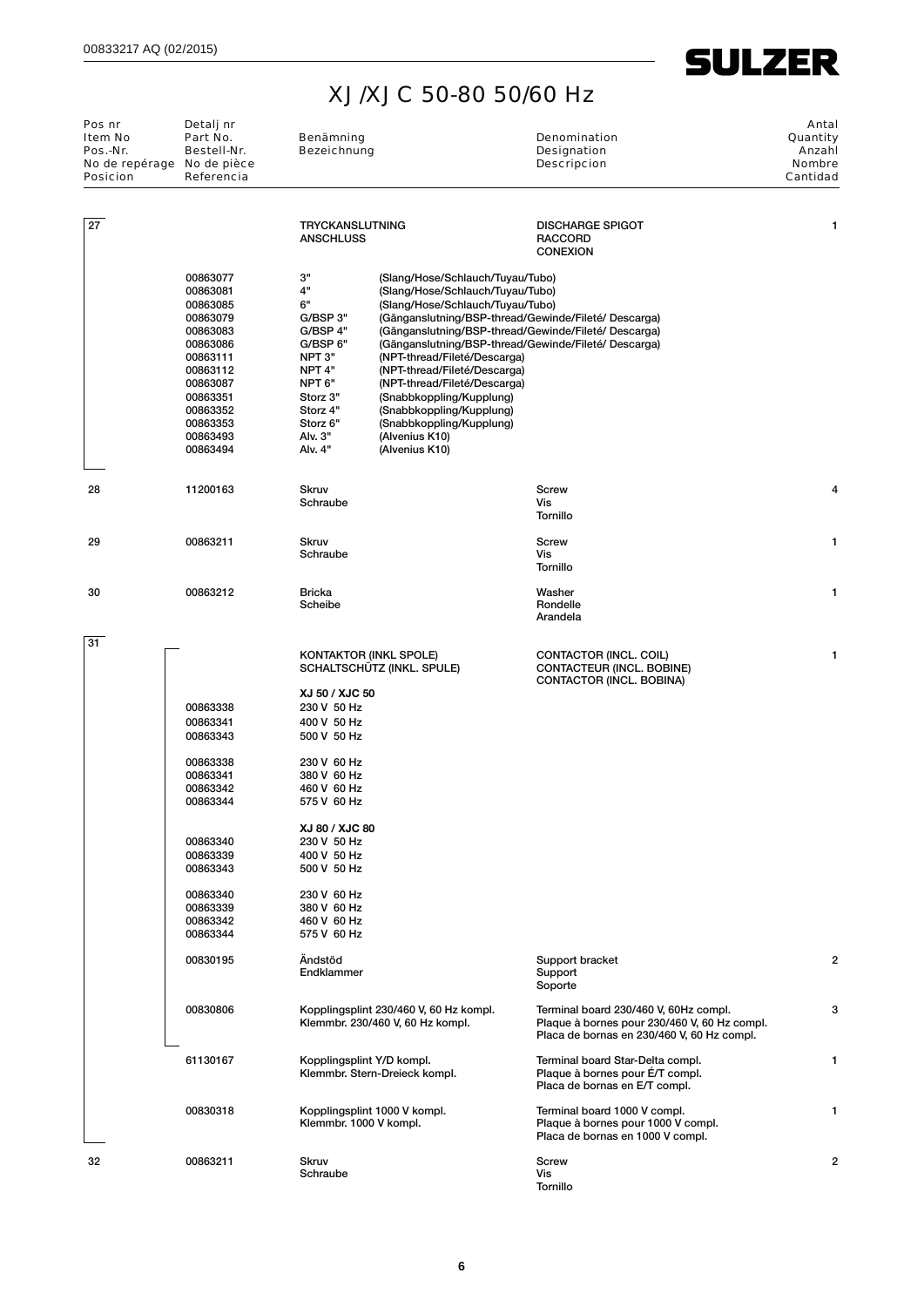# XJ/XJC 50-80 50/60 Hz

| Pos nr<br>Item No<br>Pos.-Nr.<br>No de repérage<br>Posicion | Detalj nr<br>Part No.<br>Bestell-Nr.<br>No de pièce<br>Referencia | Benämning<br>Bezeichnung | Denomination<br>Designation<br>Descripcion | Antal<br>Quantity<br>Anzahl<br>Nombre<br>Cantidad |
|---|---|---|---|---|
| 27 | | TRYCKANSLUTNING<br>ANSCHLUSS | DISCHARGE SPIGOT<br>RACCORD<br>CONEXION | 1 |
| | 00863077 | 3" (Slang/Hose/Schlauch/Tuyau/Tubo) | | |
| | 00863081 | 4" (Slang/Hose/Schlauch/Tuyau/Tubo) | | |
| | 00863085 | 6" (Slang/Hose/Schlauch/Tuyau/Tubo) | | |
| | 00863079 | G/BSP 3" (Gänganslutning/BSP-thread/Gewinde/Fileté/ Descarga) | | |
| | 00863083 | G/BSP 4" (Gänganslutning/BSP-thread/Gewinde/Fileté/ Descarga) | | |
| | 00863086 | G/BSP 6" (Gänganslutning/BSP-thread/Gewinde/Fileté/ Descarga) | | |
| | 00863111 | NPT 3" (NPT-thread/Fileté/Descarga) | | |
| | 00863112 | NPT 4" (NPT-thread/Fileté/Descarga) | | |
| | 00863087 | NPT 6" (NPT-thread/Fileté/Descarga) | | |
| | 00863351 | Storz 3" (Snabbkoppling/Kupplung) | | |
| | 00863352 | Storz 4" (Snabbkoppling/Kupplung) | | |
| | 00863353 | Storz 6" (Snabbkoppling/Kupplung) | | |
| | 00863493 | Alv. 3" (Alvenius K10) | | |
| | 00863494 | Alv. 4" (Alvenius K10) | | |
| 28 | 11200163 | Skruv<br>Schraube | Screw<br>Vis<br>Tornillo | 4 |
| 29 | 00863211 | Skruv<br>Schraube | Screw<br>Vis<br>Tornillo | 1 |
| 30 | 00863212 | Bricka<br>Scheibe | Washer<br>Rondelle<br>Arandela | 1 |
| 31 | | KONTAKTOR (INKL SPOLE)<br>SCHALTSCHÜTZ (INKL. SPULE) | CONTACTOR (INCL. COIL)<br>CONTACTEUR (INCL. BOBINE)<br>CONTACTOR (INCL. BOBINA) | 1 |
| | | XJ 50 / XJC 50 | | |
| | 00863338 | 230 V 50 Hz | | |
| | 00863341 | 400 V 50 Hz | | |
| | 00863343 | 500 V 50 Hz | | |
| | 00863338 | 230 V 60 Hz | | |
| | 00863341 | 380 V 60 Hz | | |
| | 00863342 | 460 V 60 Hz | | |
| | 00863344 | 575 V 60 Hz | | |
| | | XJ 80 / XJC 80 | | |
| | 00863340 | 230 V 50 Hz | | |
| | 00863339 | 400 V 50 Hz | | |
| | 00863343 | 500 V 50 Hz | | |
| | 00863340 | 230 V 60 Hz | | |
| | 00863339 | 380 V 60 Hz | | |
| | 00863342 | 460 V 60 Hz | | |
| | 00863344 | 575 V 60 Hz | | |
| | 00830195 | Ändstöd<br>Endklammer | Support bracket<br>Support<br>Soporte | 2 |
| | 00830806 | Kopplingsplint 230/460 V, 60 Hz kompl.<br>Klemmbr. 230/460 V, 60 Hz kompl. | Terminal board 230/460 V, 60Hz compl.<br>Plaque à bornes pour 230/460 V, 60 Hz compl.<br>Placa de bornas en 230/460 V, 60 Hz compl. | 3 |
| | 61130167 | Kopplingsplint Y/D kompl.<br>Klemmbr. Stern-Dreieck kompl. | Terminal board Star-Delta compl.<br>Plaque à bornes pour É/T compl.<br>Placa de bornas en E/T compl. | 1 |
| | 00830318 | Kopplingsplint 1000 V kompl.<br>Klemmbr. 1000 V kompl. | Terminal board 1000 V compl.<br>Plaque à bornes pour 1000 V compl.<br>Placa de bornas en 1000 V compl. | 1 |
| 32 | 00863211 | Skruv<br>Schraube | Screw<br>Vis<br>Tornillo | 2 |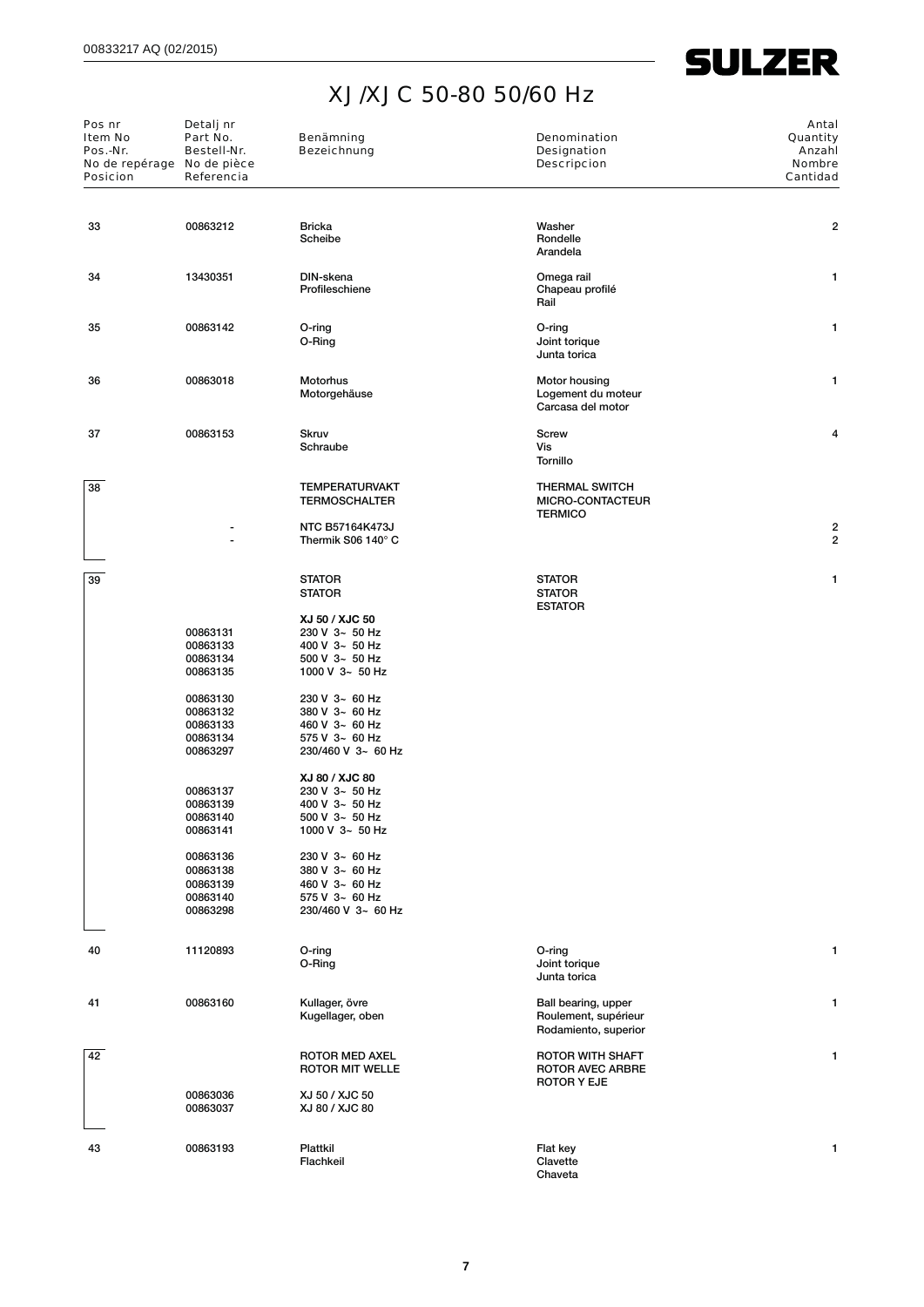# XJ/XJC 50-80 50/60 Hz

| Pos nr<br>Item No<br>Pos.-Nr.<br>No de repérage<br>Posicion | Detalj nr<br>Part No.<br>Bestell-Nr.<br>No de pièce<br>Referencia | Benämning<br>Bezeichnung | Denomination<br>Designation<br>Descripcion | Antal<br>Quantity<br>Anzahl<br>Nombre<br>Cantidad |
|---|---|---|---|---|
| 33 | 00863212 | Bricka<br>Scheibe | Washer<br>Rondelle<br>Arandela | 2 |
| 34 | 13430351 | DIN-skena<br>Profileschiene | Omega rail<br>Chapeau profilé<br>Rail | 1 |
| 35 | 00863142 | O-ring<br>O-Ring | O-ring<br>Joint torique<br>Junta torica | 1 |
| 36 | 00863018 | Motorhus<br>Motorgehäuse | Motor housing<br>Logement du moteur<br>Carcasa del motor | 1 |
| 37 | 00863153 | Skruv<br>Schraube | Screw<br>Vis<br>Tornillo | 4 |
| 38 | | TEMPERATURVAKT<br>TERMOSCHALTER | THERMAL SWITCH<br>MICRO-CONTACTEUR<br>TERMICO | |
| | - | NTC B57164K473J | | 2 |
| | - | Thermik S06 140° C | | 2 |
| 39 | | STATOR<br>STATOR | STATOR<br>STATOR<br>ESTATOR | 1 |
| | | **XJ 50 / XJC 50** | | |
| | 00863131 | 230 V 3~ 50 Hz | | |
| | 00863133 | 400 V 3~ 50 Hz | | |
| | 00863134 | 500 V 3~ 50 Hz | | |
| | 00863135 | 1000 V 3~ 50 Hz | | |
| | 00863130 | 230 V 3~ 60 Hz | | |
| | 00863132 | 380 V 3~ 60 Hz | | |
| | 00863133 | 460 V 3~ 60 Hz | | |
| | 00863134 | 575 V 3~ 60 Hz | | |
| | 00863297 | 230/460 V 3~ 60 Hz | | |
| | | **XJ 80 / XJC 80** | | |
| | 00863137 | 230 V 3~ 50 Hz | | |
| | 00863139 | 400 V 3~ 50 Hz | | |
| | 00863140 | 500 V 3~ 50 Hz | | |
| | 00863141 | 1000 V 3~ 50 Hz | | |
| | 00863136 | 230 V 3~ 60 Hz | | |
| | 00863138 | 380 V 3~ 60 Hz | | |
| | 00863139 | 460 V 3~ 60 Hz | | |
| | 00863140 | 575 V 3~ 60 Hz | | |
| | 00863298 | 230/460 V 3~ 60 Hz | | |
| 40 | 11120893 | O-ring<br>O-Ring | O-ring<br>Joint torique<br>Junta torica | 1 |
| 41 | 00863160 | Kullager, övre<br>Kugellager, oben | Ball bearing, upper<br>Roulement, supérieur<br>Rodamiento, superior | 1 |
| 42 | | ROTOR MED AXEL<br>ROTOR MIT WELLE | ROTOR WITH SHAFT<br>ROTOR AVEC ARBRE<br>ROTOR Y EJE | 1 |
| | 00863036 | XJ 50 / XJC 50 | | |
| | 00863037 | XJ 80 / XJC 80 | | |
| 43 | 00863193 | Plattkil<br>Flachkeil | Flat key<br>Clavette<br>Chaveta | 1 |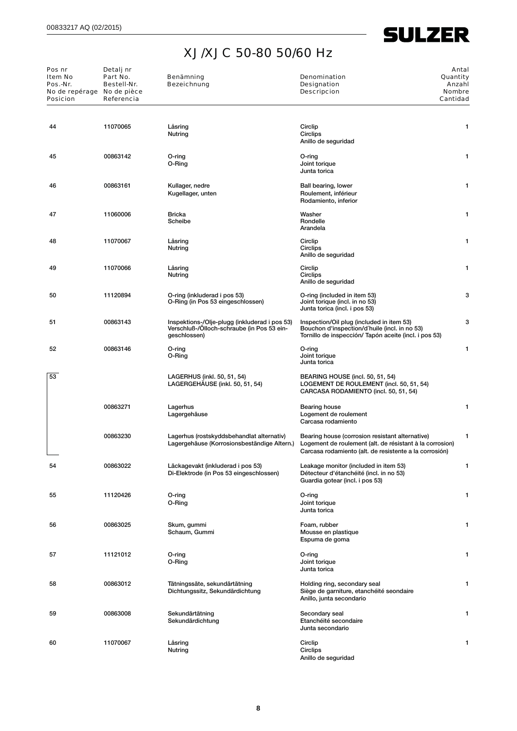# XJ/XJC 50-80 50/60 Hz

| Pos nr<br>Item No<br>Pos.-Nr.<br>No de repérage<br>Posicion | Detalj nr<br>Part No.<br>Bestell-Nr.<br>No de pièce<br>Referencia | Benämning<br>Bezeichnung | Denomination<br>Designation<br>Descripcion | Antal<br>Quantity<br>Anzahl<br>Nombre<br>Cantidad |
|---|---|---|---|---|
| 44 | 11070065 | Låsring<br>Nutring | Circlip<br>Circlips<br>Anillo de seguridad | 1 |
| 45 | 00863142 | O-ring<br>O-Ring | O-ring<br>Joint torique<br>Junta torica | 1 |
| 46 | 00863161 | Kullager, nedre<br>Kugellager, unten | Ball bearing, lower<br>Roulement, inférieur<br>Rodamiento, inferior | 1 |
| 47 | 11060006 | Bricka<br>Scheibe | Washer<br>Rondelle<br>Arandela | 1 |
| 48 | 11070067 | Låsring<br>Nutring | Circlip<br>Circlips<br>Anillo de seguridad | 1 |
| 49 | 11070066 | Låsring<br>Nutring | Circlip<br>Circlips<br>Anillo de seguridad | 1 |
| 50 | 11120894 | O-ring (inkluderad i pos 53)<br>O-Ring (in Pos 53 eingeschlossen) | O-ring (included in item 53)<br>Joint torique (incl. in no 53)<br>Junta torica (incl. i pos 53) | 3 |
| 51 | 00863143 | Inspektions-/Olje-plugg (inkluderad i pos 53)<br>Verschluß-/Ölloch-schraube (in Pos 53 eingeschlossen) | Inspection/Oil plug (included in item 53)<br>Bouchon d'inspection/d'huile (incl. in no 53)<br>Tornillo de inspección/ Tapón aceite (incl. i pos 53) | 3 |
| 52 | 00863146 | O-ring<br>O-Ring | O-ring<br>Joint torique<br>Junta torica | 1 |
| 53 | | LAGERHUS (inkl. 50, 51, 54)<br>LAGERGEHÄUSE (inkl. 50, 51, 54) | BEARING HOUSE (incl. 50, 51, 54)<br>LOGEMENT DE ROULEMENT (incl. 50, 51, 54)<br>CARCASA RODAMIENTO (incl. 50, 51, 54) | |
| | 00863271 | Lagerhus<br>Lagergehäuse | Bearing house<br>Logement de roulement<br>Carcasa rodamiento | 1 |
| | 00863230 | Lagerhus (rostskyddsbehandlat alternativ)<br>Lagergehäuse (Korrosionsbeständige Altern.) | Bearing house (corrosion resistant alternative)<br>Logement de roulement (alt. de résistant à la corrosion)<br>Carcasa rodamiento (alt. de resistente a la corrosión) | 1 |
| 54 | 00863022 | Läckagevakt (inkluderad i pos 53)<br>Di-Elektrode (in Pos 53 eingeschlossen) | Leakage monitor (included in item 53)<br>Détecteur d'étanchéité (incl. in no 53)<br>Guardia gotear (incl. i pos 53) | 1 |
| 55 | 11120426 | O-ring<br>O-Ring | O-ring<br>Joint torique<br>Junta torica | 1 |
| 56 | 00863025 | Skum, gummi<br>Schaum, Gummi | Foam, rubber<br>Mousse en plastique<br>Espuma de goma | 1 |
| 57 | 11121012 | O-ring<br>O-Ring | O-ring<br>Joint torique<br>Junta torica | 1 |
| 58 | 00863012 | Tätningssäte, sekundärtätning<br>Dichtungssitz, Sekundärdichtung | Holding ring, secondary seal<br>Siège de garniture, etanchéité seondaire<br>Anillo, junta secondario | 1 |
| 59 | 00863008 | Sekundärtätning<br>Sekundärdichtung | Secondary seal<br>Etanchéité secondaire<br>Junta secondario | 1 |
| 60 | 11070067 | Låsring<br>Nutring | Circlip<br>Circlips<br>Anillo de seguridad | 1 |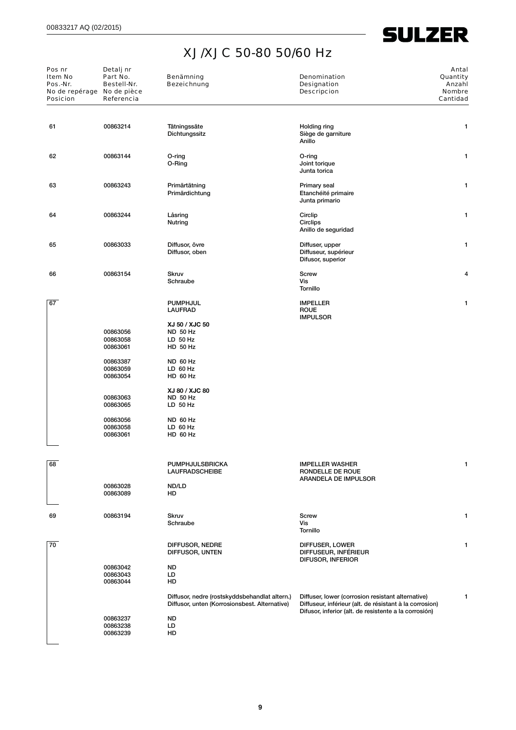# XJ/XJC 50-80 50/60 Hz

| Pos nr<br>Item No<br>Pos.-Nr.<br>No de repérage<br>Posicion | Detalj nr<br>Part No.<br>Bestell-Nr.<br>No de pièce<br>Referencia | Benämning<br>Bezeichnung | Denomination<br>Designation<br>Descripcion | Antal<br>Quantity<br>Anzahl<br>Nombre<br>Cantidad |
|---|---|---|---|---|
| 61 | 00863214 | Tätningssäte<br>Dichtungssitz | Holding ring<br>Siège de garniture<br>Anillo | 1 |
| 62 | 00863144 | O-ring<br>O-Ring | O-ring<br>Joint torique<br>Junta torica | 1 |
| 63 | 00863243 | Primärtätning<br>Primärdichtung | Primary seal<br>Etanchéité primaire<br>Junta primario | 1 |
| 64 | 00863244 | Låsring<br>Nutring | Circlip<br>Circlips<br>Anillo de seguridad | 1 |
| 65 | 00863033 | Diffusor, övre<br>Diffusor, oben | Diffuser, upper<br>Diffuseur, supérieur<br>Difusor, superior | 1 |
| 66 | 00863154 | Skruv<br>Schraube | Screw<br>Vis<br>Tornillo | 4 |
| 67 | | PUMPHJUL<br>LAUFRAD | IMPELLER<br>ROUE<br>IMPULSOR | 1 |
| | | **XJ 50 / XJC 50** | | |
| | 00863056 | ND 50 Hz | | |
| | 00863058 | LD 50 Hz | | |
| | 00863061 | HD 50 Hz | | |
| | 00863387 | ND 60 Hz | | |
| | 00863059 | LD 60 Hz | | |
| | 00863054 | HD 60 Hz | | |
| | | **XJ 80 / XJC 80** | | |
| | 00863063 | ND 50 Hz | | |
| | 00863065 | LD 50 Hz | | |
| | 00863056 | ND 60 Hz | | |
| | 00863058 | LD 60 Hz | | |
| | 00863061 | HD 60 Hz | | |
| 68 | | PUMPHJULSBRICKA<br>LAUFRADSCHEIBE | IMPELLER WASHER<br>RONDELLE DE ROUE<br>ARANDELA DE IMPULSOR | 1 |
| | 00863028 | ND/LD | | |
| | 00863089 | HD | | |
| 69 | 00863194 | Skruv<br>Schraube | Screw<br>Vis<br>Tornillo | 1 |
| 70 | | DIFFUSOR, NEDRE<br>DIFFUSOR, UNTEN | DIFFUSER, LOWER<br>DIFFUSEUR, INFÉRIEUR<br>DIFUSOR, INFERIOR | 1 |
| | 00863042 | ND | | |
| | 00863043 | LD | | |
| | 00863044 | HD | | |
| | | Diffusor, nedre (rostskyddsbehandlat altern.)<br>Diffusor, unten (Korrosionsbest. Alternative) | Diffuser, lower (corrosion resistant alternative)<br>Diffuseur, inférieur (alt. de résistant à la corrosion)<br>Difusor, inferior (alt. de resistente a la corrosión) | 1 |
| | 00863237 | ND | | |
| | 00863238 | LD | | |
| | 00863239 | HD | | |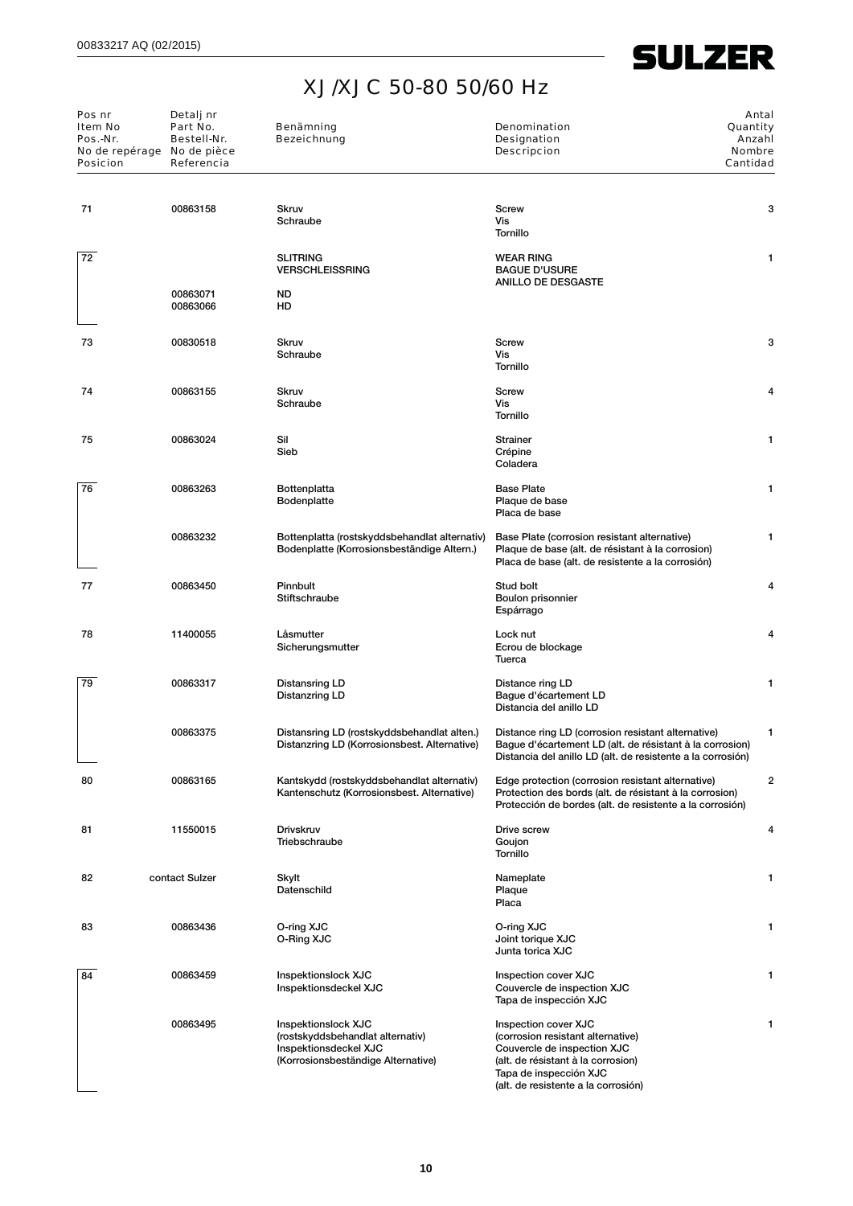# XJ/XJC 50-80 50/60 Hz

| Pos nr<br>Item No<br>Pos.-Nr.<br>No de repérage<br>Posicion | Detalj nr<br>Part No.<br>Bestell-Nr.<br>No de pièce<br>Referencia | Benämning<br>Bezeichnung | Denomination<br>Designation<br>Descripcion | Antal<br>Quantity<br>Anzahl<br>Nombre<br>Cantidad |
|---|---|---|---|---|
| 71 | 00863158 | Skruv<br>Schraube | Screw<br>Vis<br>Tornillo | 3 |
| 72 | | SLITRING<br>VERSCHLEISSRING | WEAR RING<br>BAGUE D'USURE<br>ANILLO DE DESGASTE | 1 |
| | 00863071<br>00863066 | ND<br>HD | | |
| 73 | 00830518 | Skruv<br>Schraube | Screw<br>Vis<br>Tornillo | 3 |
| 74 | 00863155 | Skruv<br>Schraube | Screw<br>Vis<br>Tornillo | 4 |
| 75 | 00863024 | Sil<br>Sieb | Strainer<br>Crépine<br>Coladera | 1 |
| 76 | 00863263 | Bottenplatta<br>Bodenplatte | Base Plate<br>Plaque de base<br>Placa de base | 1 |
| | 00863232 | Bottenplatta (rostskyddsbehandlat alternativ)<br>Bodenplatte (Korrosionsbeständige Altern.) | Base Plate (corrosion resistant alternative)<br>Plaque de base (alt. de résistant à la corrosion)<br>Placa de base (alt. de resistente a la corrosión) | 1 |
| 77 | 00863450 | Pinnbult<br>Stiftschraube | Stud bolt<br>Boulon prisonnier<br>Espárrago | 4 |
| 78 | 11400055 | Låsmutter<br>Sicherungsmutter | Lock nut<br>Ecrou de blockage<br>Tuerca | 4 |
| 79 | 00863317 | Distansring LD<br>Distanzring LD | Distance ring LD<br>Bague d'écartement LD<br>Distancia del anillo LD | 1 |
| | 00863375 | Distansring LD (rostskyddsbehandlat alten.)<br>Distanzring LD (Korrosionsbest. Alternative) | Distance ring LD (corrosion resistant alternative)<br>Bague d'écartement LD (alt. de résistant à la corrosion)<br>Distancia del anillo LD (alt. de resistente a la corrosión) | 1 |
| 80 | 00863165 | Kantskydd (rostskyddsbehandlat alternativ)<br>Kantenschutz (Korrosionsbest. Alternative) | Edge protection (corrosion resistant alternative)<br>Protection des bords (alt. de résistant à la corrosion)<br>Protección de bordes (alt. de resistente a la corrosión) | 2 |
| 81 | 11550015 | Drivskruv<br>Triebschraube | Drive screw<br>Goujon<br>Tornillo | 4 |
| 82 | contact Sulzer | Skylt<br>Datenschild | Nameplate<br>Plaque<br>Placa | 1 |
| 83 | 00863436 | O-ring XJC<br>O-Ring XJC | O-ring XJC<br>Joint torique XJC<br>Junta torica XJC | 1 |
| 84 | 00863459 | Inspektionslock XJC<br>Inspektionsdeckel XJC | Inspection cover XJC<br>Couvercle de inspection XJC<br>Tapa de inspección XJC | 1 |
| | 00863495 | Inspektionslock XJC<br>(rostskyddsbehandlat alternativ)<br>Inspektionsdeckel XJC<br>(Korrosionsbeständige Alternative) | Inspection cover XJC<br>(corrosion resistant alternative)<br>Couvercle de inspection XJC<br>(alt. de résistant à la corrosion)<br>Tapa de inspección XJC<br>(alt. de resistente a la corrosión) | 1 |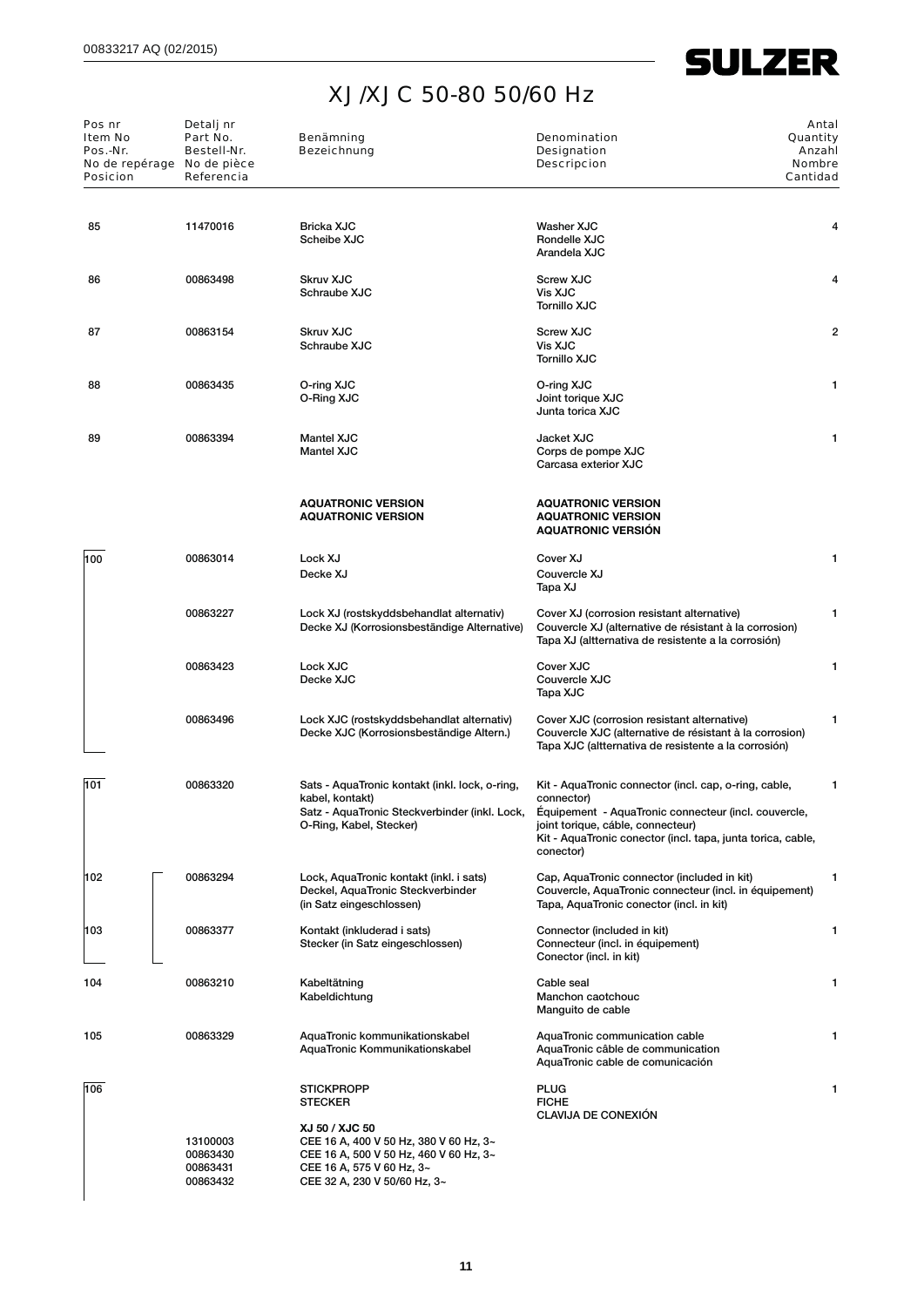# XJ/XJC 50-80 50/60 Hz

| Pos nr<br>Item No<br>Pos.-Nr.<br>No de repérage<br>Posicion | Detalj nr<br>Part No.<br>Bestell-Nr.<br>No de pièce<br>Referencia | Benämning<br>Bezeichnung | Denomination<br>Designation<br>Descripcion | Antal<br>Quantity<br>Anzahl<br>Nombre<br>Cantidad |
|---|---|---|---|---|
| 85 | 11470016 | Bricka XJC<br>Scheibe XJC | Washer XJC<br>Rondelle XJC<br>Arandela XJC | 4 |
| 86 | 00863498 | Skruv XJC<br>Schraube XJC | Screw XJC<br>Vis XJC<br>Tornillo XJC | 4 |
| 87 | 00863154 | Skruv XJC<br>Schraube XJC | Screw XJC<br>Vis XJC<br>Tornillo XJC | 2 |
| 88 | 00863435 | O-ring XJC<br>O-Ring XJC | O-ring XJC<br>Joint torique XJC<br>Junta torica XJC | 1 |
| 89 | 00863394 | Mantel XJC<br>Mantel XJC | Jacket XJC<br>Corps de pompe XJC<br>Carcasa exterior XJC | 1 |
| | | **AQUATRONIC VERSION**<br>**AQUATRONIC VERSION** | **AQUATRONIC VERSION**<br>**AQUATRONIC VERSION**<br>**AQUATRONIC VERSIÓN** | |
| 100 | 00863014 | Lock XJ<br>Decke XJ | Cover XJ<br>Couvercle XJ<br>Tapa XJ | 1 |
| | 00863227 | Lock XJ (rostskyddsbehandlat alternativ)<br>Decke XJ (Korrosionsbeständige Alternative) | Cover XJ (corrosion resistant alternative)<br>Couvercle XJ (alternative de résistant à la corrosion)<br>Tapa XJ (altternativa de resistente a la corrosión) | 1 |
| | 00863423 | Lock XJC<br>Decke XJC | Cover XJC<br>Couvercle XJC<br>Tapa XJC | 1 |
| | 00863496 | Lock XJC (rostskyddsbehandlat alternativ)<br>Decke XJC (Korrosionsbeständige Altern.) | Cover XJC (corrosion resistant alternative)<br>Couvercle XJC (alternative de résistant à la corrosion)<br>Tapa XJC (altternativa de resistente a la corrosión) | 1 |
| 101 | 00863320 | Sats - AquaTronic kontakt (inkl. lock, o-ring, kabel, kontakt)<br>Satz - AquaTronic Steckverbinder (inkl. Lock, O-Ring, Kabel, Stecker) | Kit - AquaTronic connector (incl. cap, o-ring, cable, connector)<br>Équipement - AquaTronic connecteur (incl. couvercle, joint torique, cáble, connecteur)<br>Kit - AquaTronic conector (incl. tapa, junta torica, cable, conector) | 1 |
| 102 | 00863294 | Lock, AquaTronic kontakt (inkl. i sats)<br>Deckel, AquaTronic Steckverbinder (in Satz eingeschlossen) | Cap, AquaTronic connector (included in kit)<br>Couvercle, AquaTronic connecteur (incl. in équipement)<br>Tapa, AquaTronic conector (incl. in kit) | 1 |
| 103 | 00863377 | Kontakt (inkluderad i sats)<br>Stecker (in Satz eingeschlossen) | Connector (included in kit)<br>Connecteur (incl. in équipement)<br>Conector (incl. in kit) | 1 |
| 104 | 00863210 | Kabeltätning<br>Kabeldichtung | Cable seal<br>Manchon caotchouc<br>Manguito de cable | 1 |
| 105 | 00863329 | AquaTronic kommunikationskabel<br>AquaTronic Kommunikationskabel | AquaTronic communication cable<br>AquaTronic câble de communication<br>AquaTronic cable de comunicación | 1 |
| 106 | | STICKPROPP<br>STECKER | PLUG<br>FICHE<br>CLAVIJA DE CONEXIÓN | 1 |
| | | **XJ 50 / XJC 50** | | |
| | 13100003 | CEE 16 A, 400 V 50 Hz, 380 V 60 Hz, 3~ | | |
| | 00863430 | CEE 16 A, 500 V 50 Hz, 460 V 60 Hz, 3~ | | |
| | 00863431 | CEE 16 A, 575 V 60 Hz, 3~ | | |
| | 00863432 | CEE 32 A, 230 V 50/60 Hz, 3~ | | |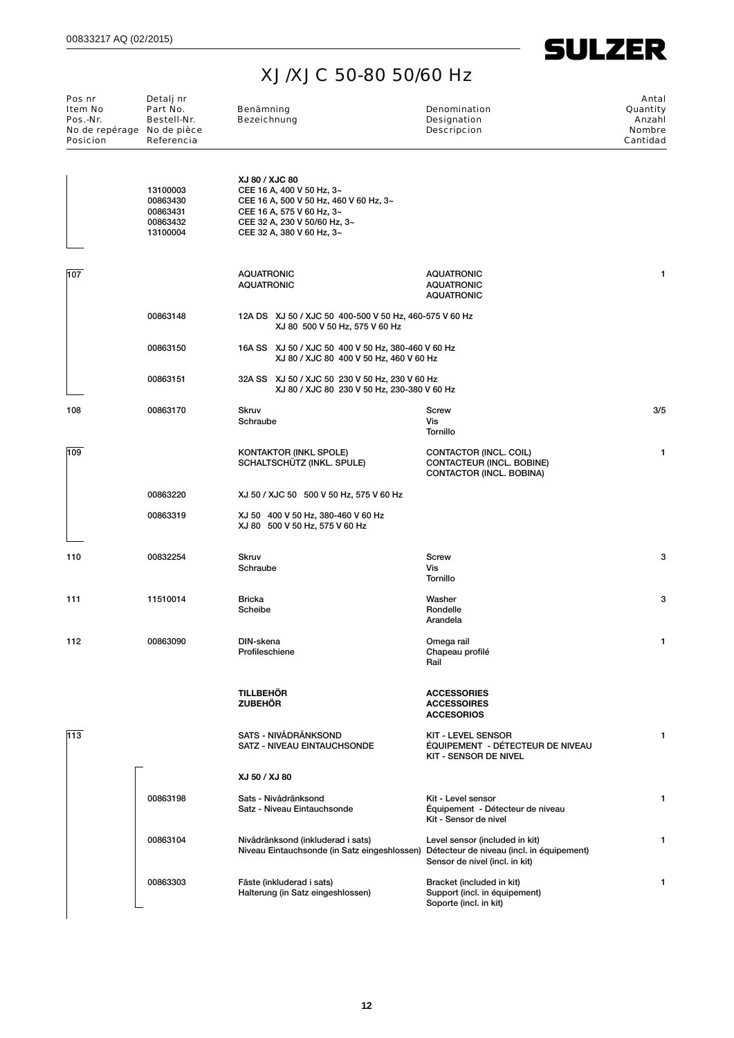# XJ/XJC 50-80 50/60 Hz

| Pos nr<br>Item No<br>Pos.-Nr.<br>No de repérage<br>Posicion | Detalj nr<br>Part No.<br>Bestell-Nr.<br>No de pièce<br>Referencia | Benämning<br>Bezeichnung | Denomination<br>Designation<br>Descripcion | Antal<br>Quantity<br>Anzahl<br>Nombre<br>Cantidad |
|---|---|---|---|---|
| | | **XJ 80 / XJC 80** | | |
| | 13100003 | CEE 16 A, 400 V 50 Hz, 3~ | | |
| | 00863430 | CEE 16 A, 500 V 50 Hz, 460 V 60 Hz, 3~ | | |
| | 00863431 | CEE 16 A, 575 V 60 Hz, 3~ | | |
| | 00863432 | CEE 32 A, 230 V 50/60 Hz, 3~ | | |
| | 13100004 | CEE 32 A, 380 V 60 Hz, 3~ | | |
| 107 | | AQUATRONIC<br>AQUATRONIC | AQUATRONIC<br>AQUATRONIC<br>AQUATRONIC | 1 |
| | 00863148 | 12A DS XJ 50 / XJC 50 400-500 V 50 Hz, 460-575 V 60 Hz<br>XJ 80 500 V 50 Hz, 575 V 60 Hz | | |
| | 00863150 | 16A SS XJ 50 / XJC 50 400 V 50 Hz, 380-460 V 60 Hz<br>XJ 80 / XJC 80 400 V 50 Hz, 460 V 60 Hz | | |
| | 00863151 | 32A SS XJ 50 / XJC 50 230 V 50 Hz, 230 V 60 Hz<br>XJ 80 / XJC 80 230 V 50 Hz, 230-380 V 60 Hz | | |
| 108 | 00863170 | Skruv<br>Schraube | Screw<br>Vis<br>Tornillo | 3/5 |
| 109 | | KONTAKTOR (INKL SPOLE)<br>SCHALTSCHÜTZ (INKL. SPULE) | CONTACTOR (INCL. COIL)<br>CONTACTEUR (INCL. BOBINE)<br>CONTACTOR (INCL. BOBINA) | 1 |
| | 00863220 | XJ 50 / XJC 50 500 V 50 Hz, 575 V 60 Hz | | |
| | 00863319 | XJ 50 400 V 50 Hz, 380-460 V 60 Hz<br>XJ 80 500 V 50 Hz, 575 V 60 Hz | | |
| 110 | 00832254 | Skruv<br>Schraube | Screw<br>Vis<br>Tornillo | 3 |
| 111 | 11510014 | Bricka<br>Scheibe | Washer<br>Rondelle<br>Arandela | 3 |
| 112 | 00863090 | DIN-skena<br>Profileschiene | Omega rail<br>Chapeau profilé<br>Rail | 1 |
| | | **TILLBEHÖR**<br>**ZUBEHÖR** | **ACCESSORIES**<br>**ACCESSOIRES**<br>**ACCESORIOS** | |
| 113 | | SATS - NIVÅDRÄNKSOND<br>SATZ - NIVEAU EINTAUCHSONDE | KIT - LEVEL SENSOR<br>ÉQUIPEMENT - DÉTECTEUR DE NIVEAU<br>KIT - SENSOR DE NIVEL | 1 |
| | | **XJ 50 / XJ 80** | | |
| | 00863198 | Sats - Nivådränksond<br>Satz - Niveau Eintauchsonde | Kit - Level sensor<br>Équipement - Détecteur de niveau<br>Kit - Sensor de nivel | 1 |
| | 00863104 | Nivådränksond (inkluderad i sats)<br>Niveau Eintauchsonde (in Satz eingeshlossen) | Level sensor (included in kit)<br>Détecteur de niveau (incl. in équipement)<br>Sensor de nivel (incl. in kit) | 1 |
| | 00863303 | Fäste (inkluderad i sats)<br>Halterung (in Satz eingeshlossen) | Bracket (included in kit)<br>Support (incl. in équipement)<br>Soporte (incl. in kit) | 1 |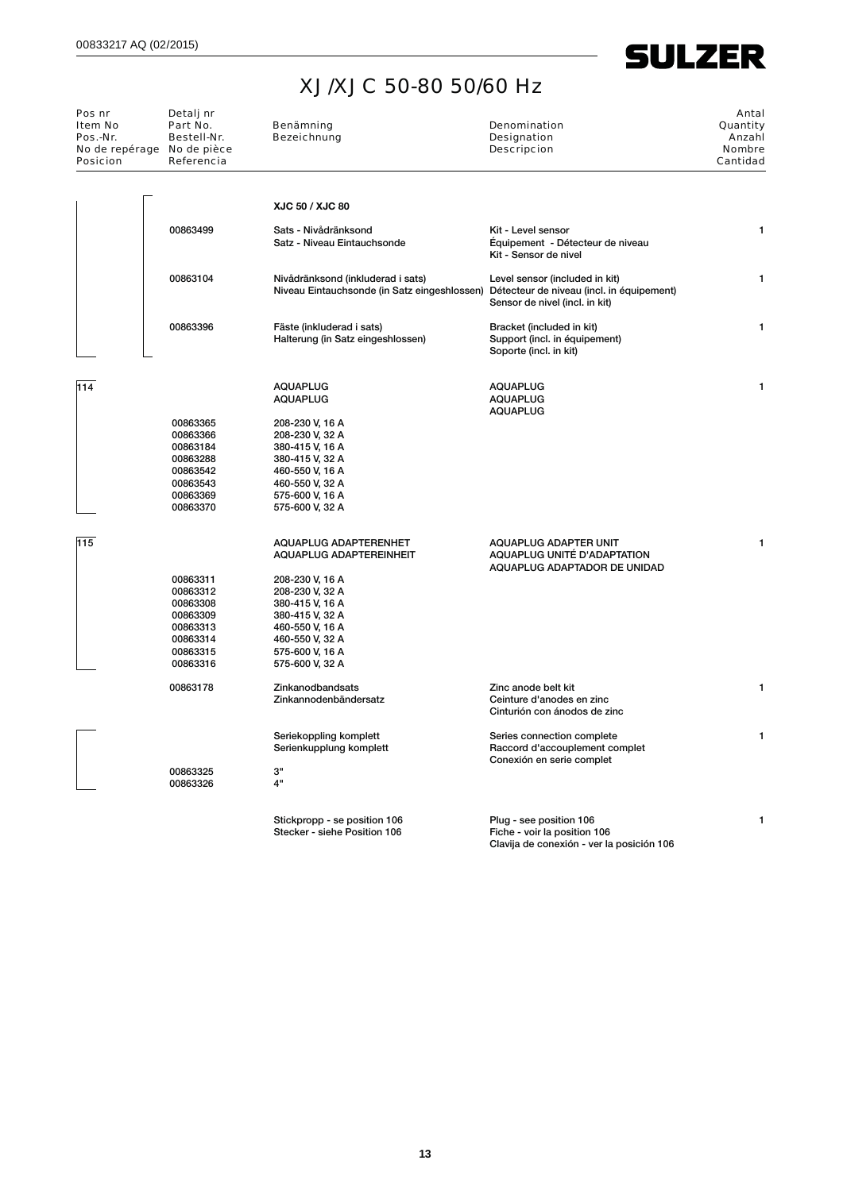# XJ/XJC 50-80 50/60 Hz

| Pos nr<br>Item No<br>Pos.-Nr.<br>No de repérage<br>Posicion | Detalj nr<br>Part No.<br>Bestell-Nr.<br>No de pièce<br>Referencia | Benämning<br>Bezeichnung | Denomination<br>Designation<br>Descripcion | Antal<br>Quantity<br>Anzahl<br>Nombre<br>Cantidad |
|---|---|---|---|---|
| | | **XJC 50 / XJC 80** | | |
| | 00863499 | Sats - Nivådränksond<br>Satz - Niveau Eintauchsonde | Kit - Level sensor<br>Équipement - Détecteur de niveau<br>Kit - Sensor de nivel | 1 |
| | 00863104 | Nivådränksond (inkluderad i sats)<br>Niveau Eintauchsonde (in Satz eingeshlossen) | Level sensor (included in kit)<br>Détecteur de niveau (incl. in équipement)<br>Sensor de nivel (incl. in kit) | 1 |
| | 00863396 | Fäste (inkluderad i sats)<br>Halterung (in Satz eingeshlossen) | Bracket (included in kit)<br>Support (incl. in équipement)<br>Soporte (incl. in kit) | 1 |
| 114 | | AQUAPLUG<br>AQUAPLUG | AQUAPLUG<br>AQUAPLUG<br>AQUAPLUG | 1 |
| | 00863365 | 208-230 V, 16 A | | |
| | 00863366 | 208-230 V, 32 A | | |
| | 00863184 | 380-415 V, 16 A | | |
| | 00863288 | 380-415 V, 32 A | | |
| | 00863542 | 460-550 V, 16 A | | |
| | 00863543 | 460-550 V, 32 A | | |
| | 00863369 | 575-600 V, 16 A | | |
| | 00863370 | 575-600 V, 32 A | | |
| 115 | | AQUAPLUG ADAPTERENHET<br>AQUAPLUG ADAPTEREINHEIT | AQUAPLUG ADAPTER UNIT<br>AQUAPLUG UNITÉ D'ADAPTATION<br>AQUAPLUG ADAPTADOR DE UNIDAD | 1 |
| | 00863311 | 208-230 V, 16 A | | |
| | 00863312 | 208-230 V, 32 A | | |
| | 00863308 | 380-415 V, 16 A | | |
| | 00863309 | 380-415 V, 32 A | | |
| | 00863313 | 460-550 V, 16 A | | |
| | 00863314 | 460-550 V, 32 A | | |
| | 00863315 | 575-600 V, 16 A | | |
| | 00863316 | 575-600 V, 32 A | | |
| | 00863178 | Zinkanodbandsats<br>Zinkannodenbändersatz | Zinc anode belt kit<br>Ceinture d'anodes en zinc<br>Cinturión con ánodos de zinc | 1 |
| | | Seriekoppling komplett<br>Serienkupplung komplett | Series connection complete<br>Raccord d'accouplement complet<br>Conexión en serie complet | 1 |
| | 00863325 | 3" | | |
| | 00863326 | 4" | | |
| | | Stickpropp - se position 106<br>Stecker - siehe Position 106 | Plug - see position 106<br>Fiche - voir la position 106<br>Clavija de conexión - ver la posición 106 | 1 |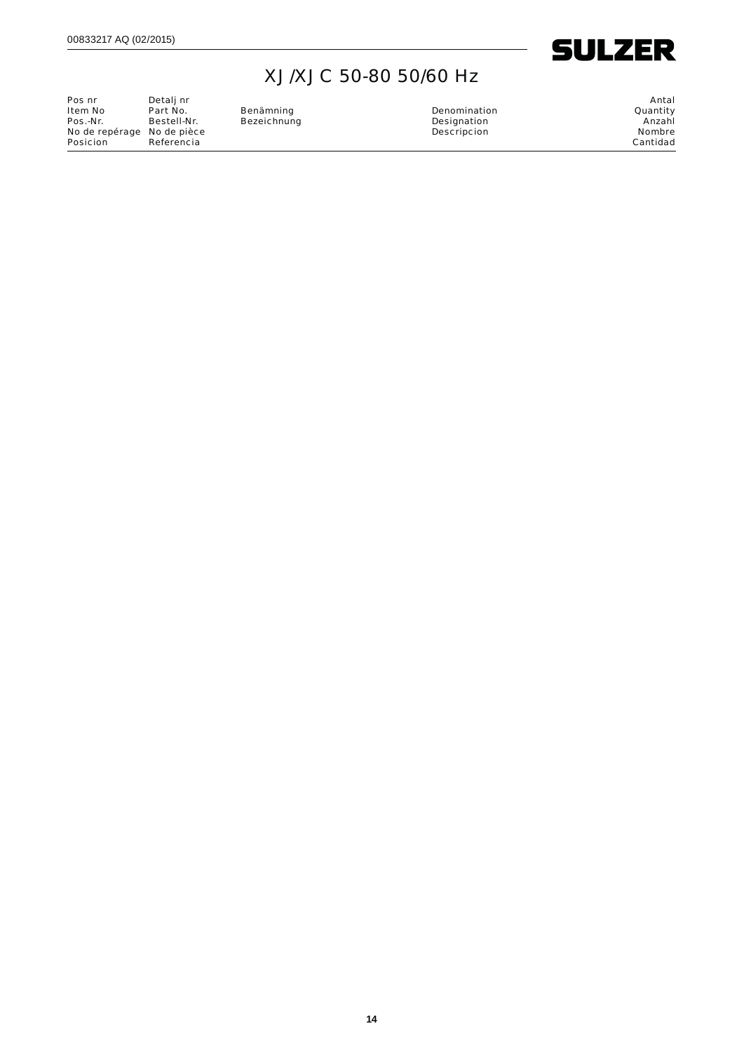# XJ/XJC 50-80 50/60 Hz

| Pos nr<br>Item No<br>Pos.-Nr.<br>No de repérage<br>Posicion | Detalj nr<br>Part No.<br>Bestell-Nr.<br>No de pièce<br>Referencia | Benämning<br>Bezeichnung | Denomination<br>Designation<br>Descripcion | Antal<br>Quantity<br>Anzahl<br>Nombre<br>Cantidad |
|---|---|---|---|---|